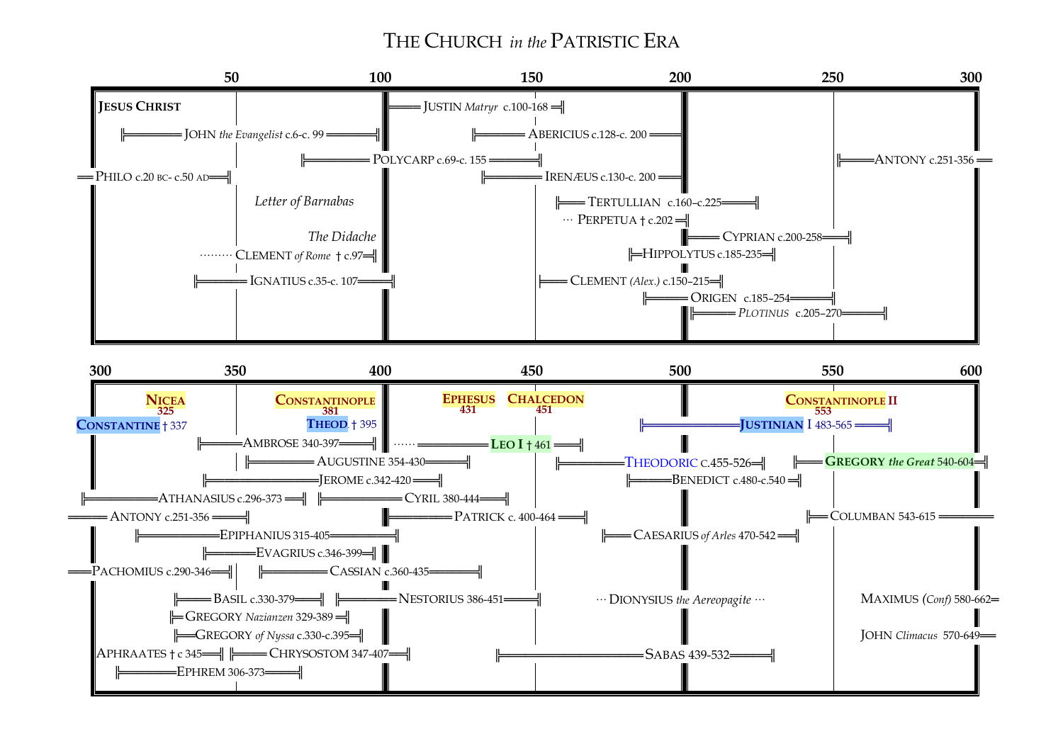# THE CHURCH *in the* PATRISTIC ERA

## 0–300

50 · 100 · 150 · 200 · 250 · 300

**JESUS CHRIST**

JUSTIN *Matryr* c.100-168

JOHN *the Evangelist* c.6-c. 99

ABERICIUS c.128-c. 200

POLYCARP c.69-c. 155

ANTONY c.251-356

PHILO c.20 BC- c.50 AD

IRENÆUS c.130-c. 200

*Letter of Barnabas*

TERTULLIAN c.160–c.225

··· PERPETUA † c.202

*The Didache*

CYPRIAN c.200-258

········ CLEMENT *of Rome* † c.97

HIPPOLYTUS c.185-235

IGNATIUS c.35-c. 107

CLEMENT *(Alex.)* c.150–215

ORIGEN c.185–254

*PLOTINUS* c.205–270

## 300–600

300 · 350 · 400 · 450 · 500 · 550 · 600

**NICEA** 325 · **CONSTANTINOPLE** 381 · **EPHESUS** 431 · **CHALCEDON** 451 · **CONSTANTINOPLE II** 553

**CONSTANTINE** † 337

**THEOD** † 395

**JUSTINIAN** I 483-565

AMBROSE 340-397

······ **LEO I** † 461

AUGUSTINE 354-430

THEODORIC c.455-526

**GREGORY** *the Great* 540-604

JEROME c.342-420

BENEDICT c.480-c.540

ATHANASIUS c.296-373

CYRIL 380-444

ANTONY c.251-356

PATRICK c. 400-464

COLUMBAN 543-615

EPIPHANIUS 315-405

CAESARIUS *of Arles* 470-542

EVAGRIUS c.346-399

PACHOMIUS c.290-346

CASSIAN c.360-435

BASIL c.330-379

NESTORIUS 386-451

··· DIONYSIUS *the Aereopagite* ···

MAXIMUS *(Conf)* 580-662

GREGORY *Nazianzen* 329-389

GREGORY *of Nyssa* c.330-c.395

JOHN *Climacus* 570-649

APHRAATES † c 345

CHRYSOSTOM 347-407

SABAS 439-532

EPHREM 306-373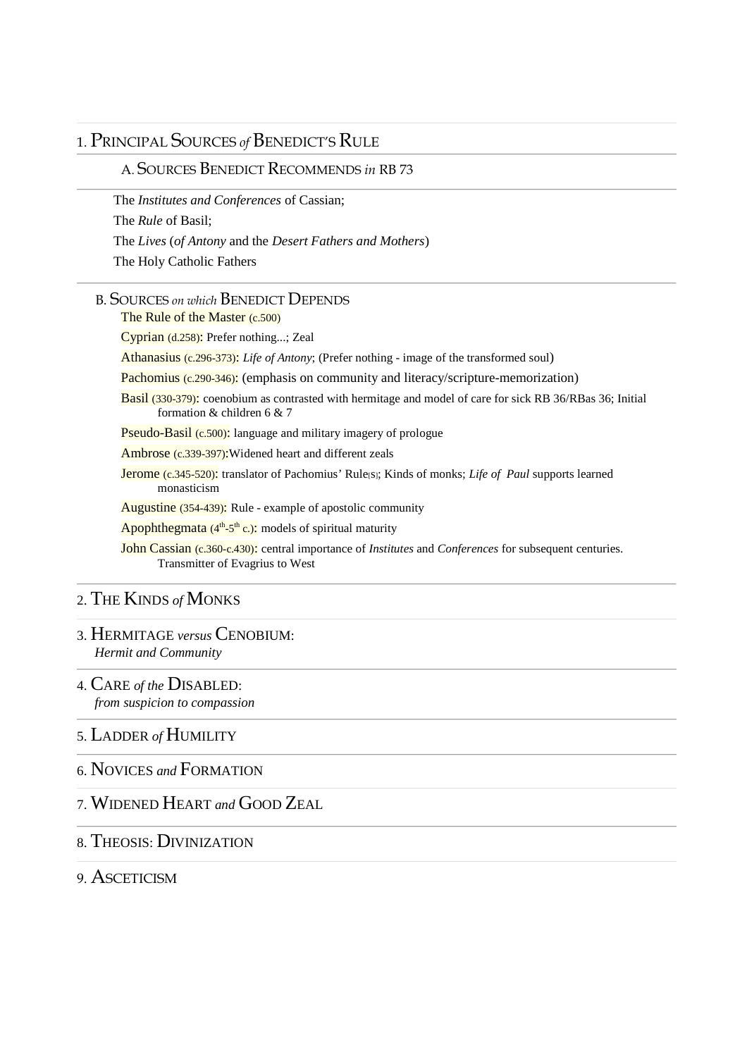## 1. Principal Sources *of* Benedict's Rule

### A. Sources Benedict Recommends *in* RB 73

The *Institutes and Conferences* of Cassian;

The *Rule* of Basil;

The *Lives* (*of Antony* and the *Desert Fathers and Mothers*)

The Holy Catholic Fathers

### B. Sources *on which* Benedict Depends

- The Rule of the Master (c.500)
- Cyprian (d.258): Prefer nothing...; Zeal
- Athanasius (c.296-373): *Life of Antony*; (Prefer nothing - image of the transformed soul)
- Pachomius (c.290-346): (emphasis on community and literacy/scripture-memorization)
- Basil (330-379): coenobium as contrasted with hermitage and model of care for sick RB 36/RBas 36; Initial formation & children 6 & 7
- Pseudo-Basil (c.500): language and military imagery of prologue
- Ambrose (c.339-397):Widened heart and different zeals
- Jerome (c.345-520): translator of Pachomius' Rule[s]; Kinds of monks; *Life of Paul* supports learned monasticism
- Augustine (354-439): Rule - example of apostolic community
- Apophthegmata (4th-5th c.): models of spiritual maturity
- John Cassian (c.360-c.430): central importance of *Institutes* and *Conferences* for subsequent centuries. Transmitter of Evagrius to West

## 2. The Kinds *of* Monks

## 3. Hermitage *versus* Cenobium:
*Hermit and Community*

## 4. Care *of the* Disabled:
*from suspicion to compassion*

## 5. Ladder *of* Humility

## 6. Novices *and* Formation

## 7. Widened Heart *and* Good Zeal

## 8. Theosis: Divinization

## 9. Asceticism